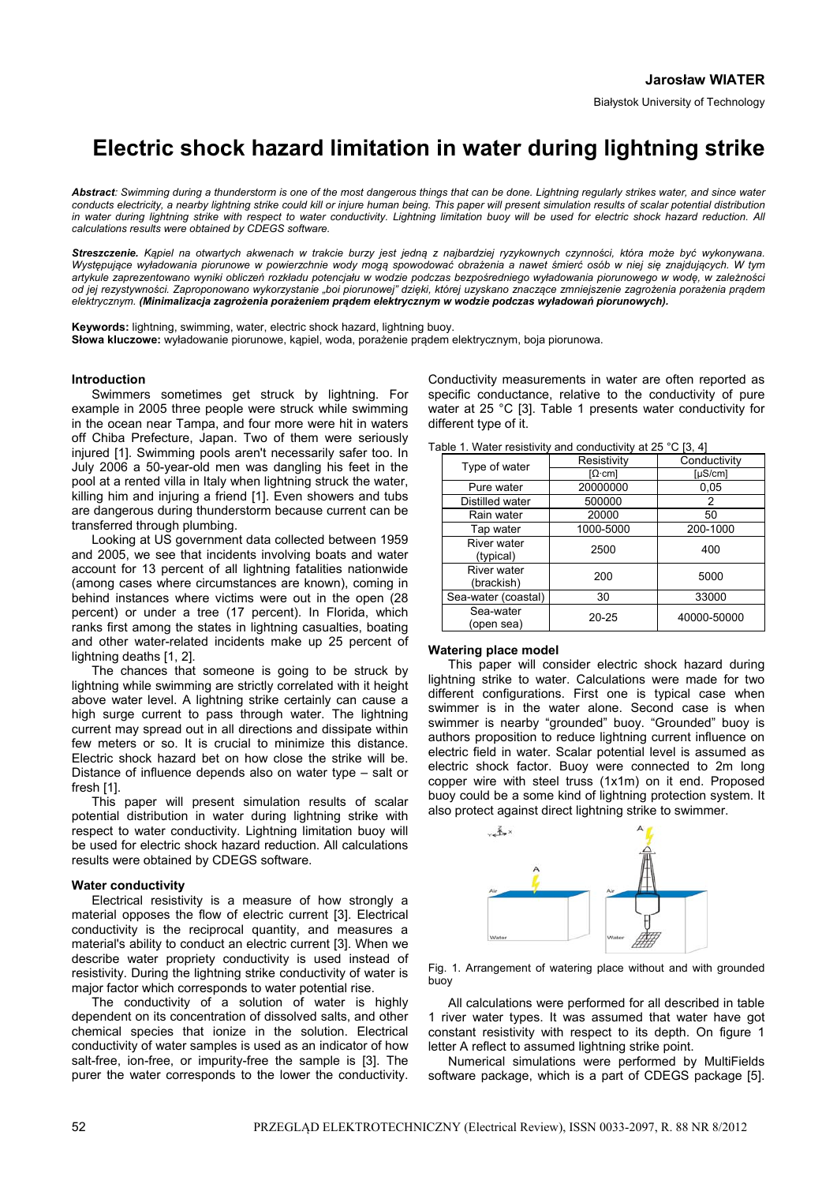**Jarosław WIATER**

Białystok University of Technology

# Electric shock hazard limitation in water during lightning strike

***Abstract**: Swimming during a thunderstorm is one of the most dangerous things that can be done. Lightning regularly strikes water, and since water conducts electricity, a nearby lightning strike could kill or injure human being. This paper will present simulation results of scalar potential distribution in water during lightning strike with respect to water conductivity. Lightning limitation buoy will be used for electric shock hazard reduction. All calculations results were obtained by CDEGS software.*

***Streszczenie.** Kąpiel na otwartych akwenach w trakcie burzy jest jedną z najbardziej ryzykownych czynności, która może być wykonywana. Występujące wyładowania piorunowe w powierzchnie wody mogą spowodować obrażenia a nawet śmierć osób w niej się znajdujących. W tym artykule zaprezentowano wyniki obliczeń rozkładu potencjału w wodzie podczas bezpośredniego wyładowania piorunowego w wodę, w zależności od jej rezystywności. Zaproponowano wykorzystanie „boi piorunowej" dzięki, której uzyskano znaczące zmniejszenie zagrożenia porażenia prądem elektrycznym. **(Minimalizacja zagrożenia porażeniem prądem elektrycznym w wodzie podczas wyładowań piorunowych).***

**Keywords:** lightning, swimming, water, electric shock hazard, lightning buoy.
**Słowa kluczowe:** wyładowanie piorunowe, kąpiel, woda, porażenie prądem elektrycznym, boja piorunowa.

## Introduction

Swimmers sometimes get struck by lightning. For example in 2005 three people were struck while swimming in the ocean near Tampa, and four more were hit in waters off Chiba Prefecture, Japan. Two of them were seriously injured [1]. Swimming pools aren't necessarily safer too. In July 2006 a 50-year-old men was dangling his feet in the pool at a rented villa in Italy when lightning struck the water, killing him and injuring a friend [1]. Even showers and tubs are dangerous during thunderstorm because current can be transferred through plumbing.

Looking at US government data collected between 1959 and 2005, we see that incidents involving boats and water account for 13 percent of all lightning fatalities nationwide (among cases where circumstances are known), coming in behind instances where victims were out in the open (28 percent) or under a tree (17 percent). In Florida, which ranks first among the states in lightning casualties, boating and other water-related incidents make up 25 percent of lightning deaths [1, 2].

The chances that someone is going to be struck by lightning while swimming are strictly correlated with it height above water level. A lightning strike certainly can cause a high surge current to pass through water. The lightning current may spread out in all directions and dissipate within few meters or so. It is crucial to minimize this distance. Electric shock hazard bet on how close the strike will be. Distance of influence depends also on water type – salt or fresh [1].

This paper will present simulation results of scalar potential distribution in water during lightning strike with respect to water conductivity. Lightning limitation buoy will be used for electric shock hazard reduction. All calculations results were obtained by CDEGS software.

## Water conductivity

Electrical resistivity is a measure of how strongly a material opposes the flow of electric current [3]. Electrical conductivity is the reciprocal quantity, and measures a material's ability to conduct an electric current [3]. When we describe water propriety conductivity is used instead of resistivity. During the lightning strike conductivity of water is major factor which corresponds to water potential rise.

The conductivity of a solution of water is highly dependent on its concentration of dissolved salts, and other chemical species that ionize in the solution. Electrical conductivity of water samples is used as an indicator of how salt-free, ion-free, or impurity-free the sample is [3]. The purer the water corresponds to the lower the conductivity. Conductivity measurements in water are often reported as specific conductance, relative to the conductivity of pure water at 25 °C [3]. Table 1 presents water conductivity for different type of it.

Table 1. Water resistivity and conductivity at 25 °C [3, 4]

| Type of water | Resistivity | Conductivity |
|---|---|---|
| | [Ω·cm] | [μS/cm] |
| Pure water | 20000000 | 0,05 |
| Distilled water | 500000 | 2 |
| Rain water | 20000 | 50 |
| Tap water | 1000-5000 | 200-1000 |
| River water (typical) | 2500 | 400 |
| River water (brackish) | 200 | 5000 |
| Sea-water (coastal) | 30 | 33000 |
| Sea-water (open sea) | 20-25 | 40000-50000 |

## Watering place model

This paper will consider electric shock hazard during lightning strike to water. Calculations were made for two different configurations. First one is typical case when swimmer is in the water alone. Second case is when swimmer is nearby "grounded" buoy. "Grounded" buoy is authors proposition to reduce lightning current influence on electric field in water. Scalar potential level is assumed as electric shock factor. Buoy were connected to 2m long copper wire with steel truss (1x1m) on it end. Proposed buoy could be a some kind of lightning protection system. It also protect against direct lightning strike to swimmer.

Fig. 1. Arrangement of watering place without and with grounded buoy

All calculations were performed for all described in table 1 river water types. It was assumed that water have got constant resistivity with respect to its depth. On figure 1 letter A reflect to assumed lightning strike point.

Numerical simulations were performed by MultiFields software package, which is a part of CDEGS package [5].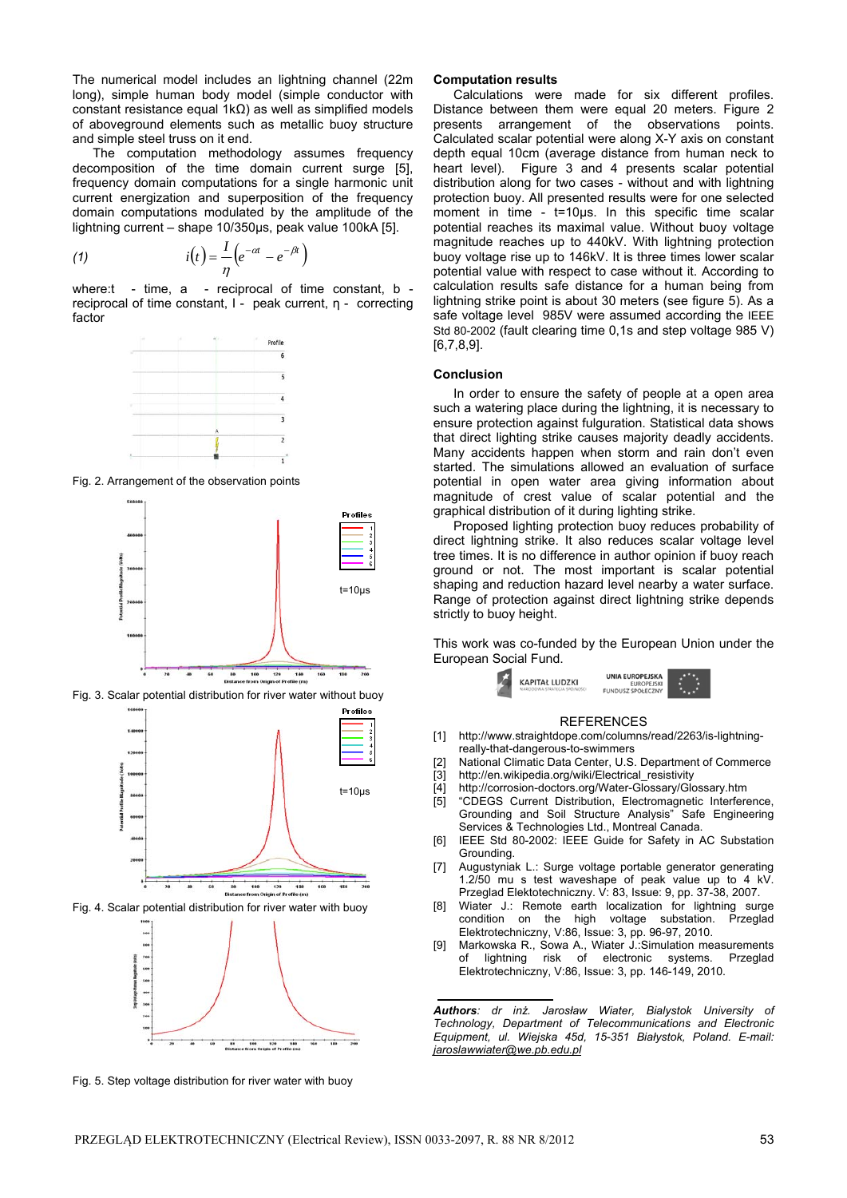The numerical model includes an lightning channel (22m long), simple human body model (simple conductor with constant resistance equal 1kΩ) as well as simplified models of aboveground elements such as metallic buoy structure and simple steel truss on it end.

The computation methodology assumes frequency decomposition of the time domain current surge [5], frequency domain computations for a single harmonic unit current energization and superposition of the frequency domain computations modulated by the amplitude of the lightning current – shape 10/350μs, peak value 100kA [5].

$$i(t) = \frac{I}{\eta}\left(e^{-\alpha t} - e^{-\beta t}\right) \quad (1)$$

where:t - time, a - reciprocal of time constant, b - reciprocal of time constant, I - peak current, η - correcting factor

Profile
6
5
4
3
2
1

Fig. 2. Arrangement of the observation points

Profiles
1
2
3
4
5
6
t=10μs
Distance from Origin of Profile (m)

Fig. 3. Scalar potential distribution for river water without buoy

Profiles
1
2
3
4
5
6
t=10μs
Distance from Origin of Profile (m)

Fig. 4. Scalar potential distribution for river water with buoy

Distance from Origin of Profile (m)

Fig. 5. Step voltage distribution for river water with buoy

**Computation results**

Calculations were made for six different profiles. Distance between them were equal 20 meters. Figure 2 presents arrangement of the observations points. Calculated scalar potential were along X-Y axis on constant depth equal 10cm (average distance from human neck to heart level). Figure 3 and 4 presents scalar potential distribution along for two cases - without and with lightning protection buoy. All presented results were for one selected moment in time - t=10μs. In this specific time scalar potential reaches its maximal value. Without buoy voltage magnitude reaches up to 440kV. With lightning protection buoy voltage rise up to 146kV. It is three times lower scalar potential value with respect to case without it. According to calculation results safe distance for a human being from lightning strike point is about 30 meters (see figure 5). As a safe voltage level 985V were assumed according the IEEE Std 80-2002 (fault clearing time 0,1s and step voltage 985 V) [6,7,8,9].

**Conclusion**

In order to ensure the safety of people at a open area such a watering place during the lightning, it is necessary to ensure protection against fulguration. Statistical data shows that direct lighting strike causes majority deadly accidents. Many accidents happen when storm and rain don't even started. The simulations allowed an evaluation of surface potential in open water area giving information about magnitude of crest value of scalar potential and the graphical distribution of it during lighting strike.

Proposed lighting protection buoy reduces probability of direct lighting strike. It also reduces scalar voltage level tree times. It is no difference in author opinion if buoy reach ground or not. The most important is scalar potential shaping and reduction hazard level nearby a water surface. Range of protection against direct lightning strike depends strictly to buoy height.

This work was co-funded by the European Union under the European Social Fund.

KAPITAŁ LUDZKI NARODOWA STRATEGIA SPÓJNOŚCI
UNIA EUROPEJSKA EUROPEJSKI FUNDUSZ SPOŁECZNY

## REFERENCES

[1] http://www.straightdope.com/columns/read/2263/is-lightning-really-that-dangerous-to-swimmers
[2] National Climatic Data Center, U.S. Department of Commerce
[3] http://en.wikipedia.org/wiki/Electrical_resistivity
[4] http://corrosion-doctors.org/Water-Glossary/Glossary.htm
[5] "CDEGS Current Distribution, Electromagnetic Interference, Grounding and Soil Structure Analysis" Safe Engineering Services & Technologies Ltd., Montreal Canada.
[6] IEEE Std 80-2002: IEEE Guide for Safety in AC Substation Grounding.
[7] Augustyniak L.: Surge voltage portable generator generating 1.2/50 mu s test waveshape of peak value up to 4 kV. Przeglad Elektotechniczny. V: 83, Issue: 9, pp. 37-38, 2007.
[8] Wiater J.: Remote earth localization for lightning surge condition on the high voltage substation. Przeglad Elektrotechniczny, V:86, Issue: 3, pp. 96-97, 2010.
[9] Markowska R., Sowa A., Wiater J.:Simulation measurements of lightning risk of electronic systems. Przeglad Elektrotechniczny, V:86, Issue: 3, pp. 146-149, 2010.

***Authors**: dr inż. Jarosław Wiater, Bialystok University of Technology, Department of Telecommunications and Electronic Equipment, ul. Wiejska 45d, 15-351 Białystok, Poland. E-mail: jaroslawwiater@we.pb.edu.pl*